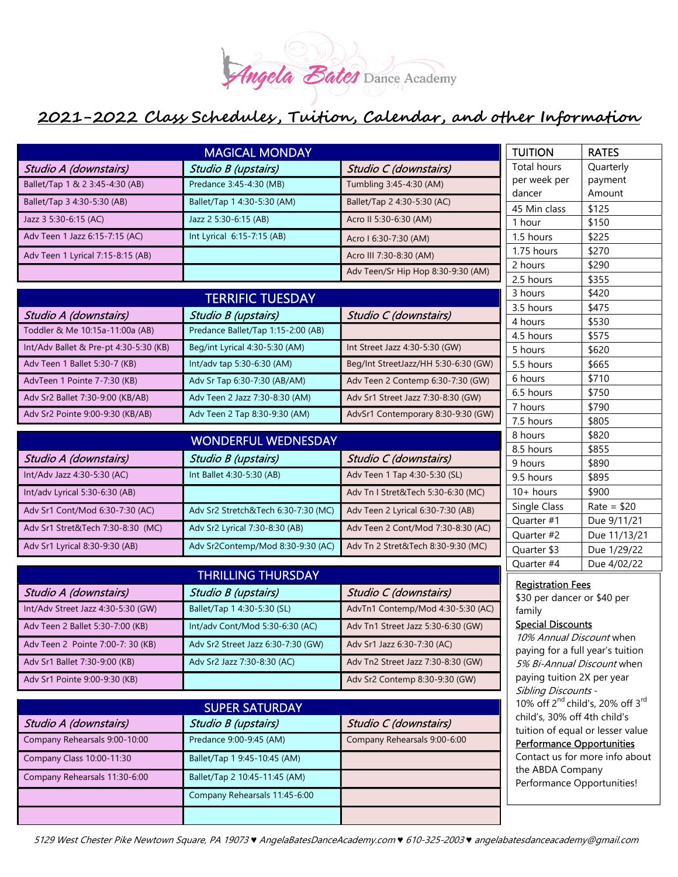# Angela Bates Dance Academy

## 2021-2022 Class Schedules, Tuition, Calendar, and other Information

### MAGICAL MONDAY

| *Studio A (downstairs)* | *Studio B (upstairs)* | *Studio C (downstairs)* |
|---|---|---|
| Ballet/Tap 1 & 2 3:45-4:30 (AB) | Predance 3:45-4:30 (MB) | Tumbling 3:45-4:30 (AM) |
| Ballet/Tap 3 4:30-5:30 (AB) | Ballet/Tap 1 4:30-5:30 (AM) | Ballet/Tap 2 4:30-5:30 (AC) |
| Jazz 3 5:30-6:15 (AC) | Jazz 2 5:30-6:15 (AB) | Acro II 5:30-6:30 (AM) |
| Adv Teen 1 Jazz 6:15-7:15 (AC) | Int Lyrical 6:15-7:15 (AB) | Acro I 6:30-7:30 (AM) |
| Adv Teen 1 Lyrical 7:15-8:15 (AB) | | Acro III 7:30-8:30 (AM) |
| | | Adv Teen/Sr Hip Hop 8:30-9:30 (AM) |

### TERRIFIC TUESDAY

| *Studio A (downstairs)* | *Studio B (upstairs)* | *Studio C (downstairs)* |
|---|---|---|
| Toddler & Me 10:15a-11:00a (AB) | Predance Ballet/Tap 1:15-2:00 (AB) | |
| Int/Adv Ballet & Pre-pt 4:30-5:30 (KB) | Beg/int Lyrical 4:30-5:30 (AM) | Int Street Jazz 4:30-5:30 (GW) |
| Adv Teen 1 Ballet 5:30-7 (KB) | Int/adv tap 5:30-6:30 (AM) | Beg/Int StreetJazz/HH 5:30-6:30 (GW) |
| AdvTeen 1 Pointe 7-7:30 (KB) | Adv Sr Tap 6:30-7:30 (AB/AM) | Adv Teen 2 Contemp 6:30-7:30 (GW) |
| Adv Sr2 Ballet 7:30-9:00 (KB/AB) | Adv Teen 2 Jazz 7:30-8:30 (AM) | Adv Sr1 Street Jazz 7:30-8:30 (GW) |
| Adv Sr2 Pointe 9:00-9:30 (KB/AB) | Adv Teen 2 Tap 8:30-9:30 (AM) | AdvSr1 Contemporary 8:30-9:30 (GW) |

### WONDERFUL WEDNESDAY

| *Studio A (downstairs)* | *Studio B (upstairs)* | *Studio C (downstairs)* |
|---|---|---|
| Int/Adv Jazz 4:30-5:30 (AC) | Int Ballet 4:30-5:30 (AB) | Adv Teen 1 Tap 4:30-5:30 (SL) |
| Int/adv Lyrical 5:30-6:30 (AB) | | Adv Tn I Stret&Tech 5:30-6:30 (MC) |
| Adv Sr1 Cont/Mod 6:30-7:30 (AC) | Adv Sr2 Stretch&Tech 6:30-7:30 (MC) | Adv Teen 2 Lyrical 6:30-7:30 (AB) |
| Adv Sr1 Stret&Tech 7:30-8:30 (MC) | Adv Sr2 Lyrical 7:30-8:30 (AB) | Adv Teen 2 Cont/Mod 7:30-8:30 (AC) |
| Adv Sr1 Lyrical 8:30-9:30 (AB) | Adv Sr2Contemp/Mod 8:30-9:30 (AC) | Adv Tn 2 Stret&Tech 8:30-9:30 (MC) |

### THRILLING THURSDAY

| *Studio A (downstairs)* | *Studio B (upstairs)* | *Studio C (downstairs)* |
|---|---|---|
| Int/Adv Street Jazz 4:30-5:30 (GW) | Ballet/Tap 1 4:30-5:30 (SL) | AdvTn1 Contemp/Mod 4:30-5:30 (AC) |
| Adv Teen 2 Ballet 5:30-7:00 (KB) | Int/adv Cont/Mod 5:30-6:30 (AC) | Adv Tn1 Street Jazz 5:30-6:30 (GW) |
| Adv Teen 2 Pointe 7:00-7: 30 (KB) | Adv Sr2 Street Jazz 6:30-7:30 (GW) | Adv Sr1 Jazz 6:30-7:30 (AC) |
| Adv Sr1 Ballet 7:30-9:00 (KB) | Adv Sr2 Jazz 7:30-8:30 (AC) | Adv Tn2 Street Jazz 7:30-8:30 (GW) |
| Adv Sr1 Pointe 9:00-9:30 (KB) | | Adv Sr2 Contemp 8:30-9:30 (GW) |

### SUPER SATURDAY

| *Studio A (downstairs)* | *Studio B (upstairs)* | *Studio C (downstairs)* |
|---|---|---|
| Company Rehearsals 9:00-10:00 | Predance 9:00-9:45 (AM) | Company Rehearsals 9:00-6:00 |
| Company Class 10:00-11:30 | Ballet/Tap 1 9:45-10:45 (AM) | |
| Company Rehearsals 11:30-6:00 | Ballet/Tap 2 10:45-11:45 (AM) | |
| | Company Rehearsals 11:45-6:00 | |
| | | |

### TUITION RATES

| TUITION | RATES |
|---|---|
| Total hours per week per dancer | Quarterly payment Amount |
| 45 Min class | $125 |
| 1 hour | $150 |
| 1.5 hours | $225 |
| 1.75 hours | $270 |
| 2 hours | $290 |
| 2.5 hours | $355 |
| 3 hours | $420 |
| 3.5 hours | $475 |
| 4 hours | $530 |
| 4.5 hours | $575 |
| 5 hours | $620 |
| 5.5 hours | $665 |
| 6 hours | $710 |
| 6.5 hours | $750 |
| 7 hours | $790 |
| 7.5 hours | $805 |
| 8 hours | $820 |
| 8.5 hours | $855 |
| 9 hours | $890 |
| 9.5 hours | $895 |
| 10+ hours | $900 |
| Single Class | Rate = $20 |
| Quarter #1 | Due 9/11/21 |
| Quarter #2 | Due 11/13/21 |
| Quarter $3 | Due 1/29/22 |
| Quarter #4 | Due 4/02/22 |

**Registration Fees**

$30 per dancer or $40 per family

**Special Discounts**

*10% Annual Discount* when paying for a full year's tuition

*5% Bi-Annual Discount* when paying tuition 2X per year

*Sibling Discounts* -

10% off 2nd child's, 20% off 3rd child's, 30% off 4th child's tuition of equal or lesser value

**Performance Opportunities**

Contact us for more info about the ABDA Company Performance Opportunities!

*5129 West Chester Pike Newtown Square, PA 19073 ♥ AngelaBatesDanceAcademy.com ♥ 610-325-2003 ♥ angelabatesdanceacademy@gmail.com*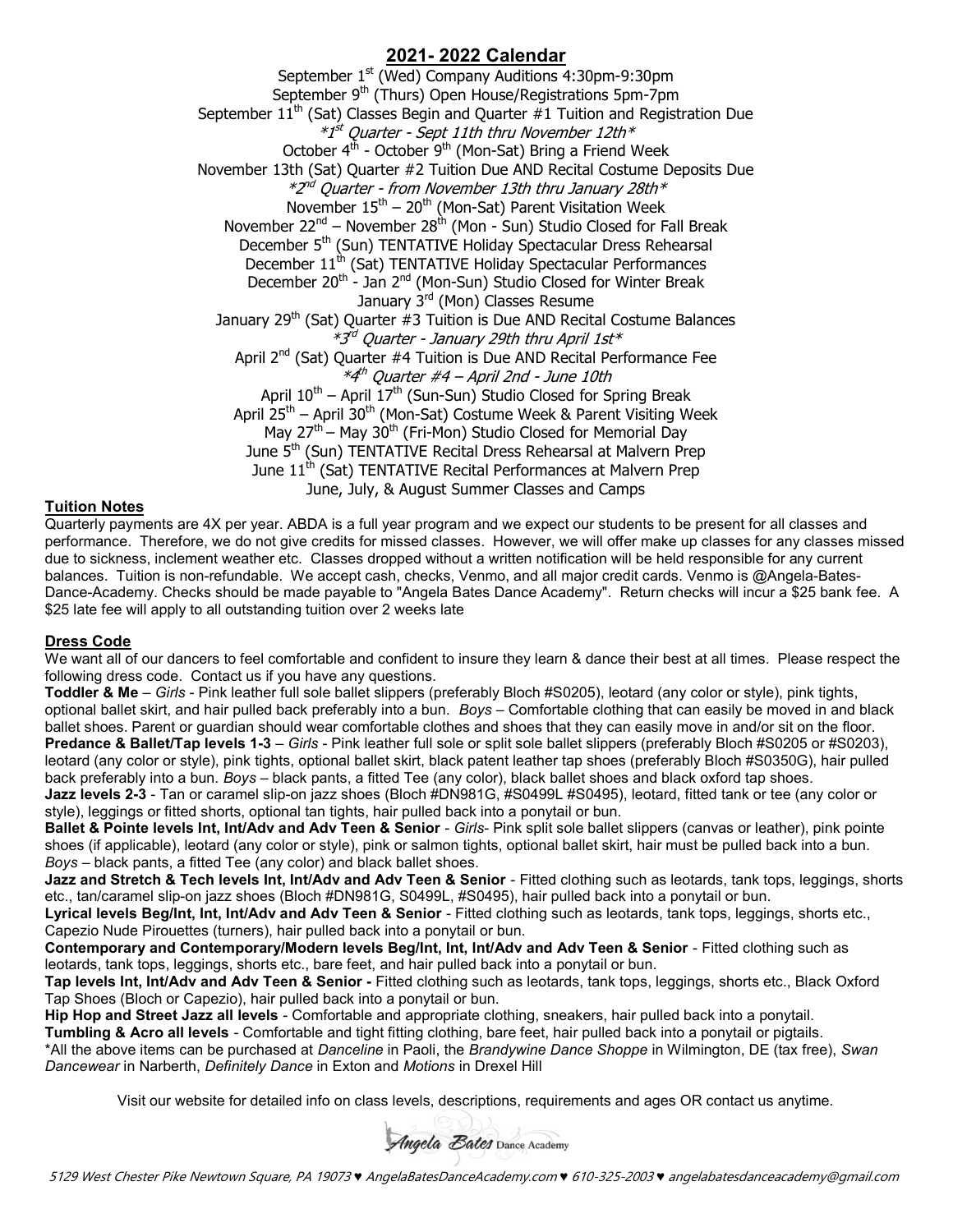## 2021- 2022 Calendar

September 1st (Wed) Company Auditions 4:30pm-9:30pm
September 9th (Thurs) Open House/Registrations 5pm-7pm
September 11th (Sat) Classes Begin and Quarter #1 Tuition and Registration Due
*1st Quarter - Sept 11th thru November 12th*
October 4th - October 9th (Mon-Sat) Bring a Friend Week
November 13th (Sat) Quarter #2 Tuition Due AND Recital Costume Deposits Due
*2nd Quarter - from November 13th thru January 28th*
November 15th – 20th (Mon-Sat) Parent Visitation Week
November 22nd – November 28th (Mon - Sun) Studio Closed for Fall Break
December 5th (Sun) TENTATIVE Holiday Spectacular Dress Rehearsal
December 11th (Sat) TENTATIVE Holiday Spectacular Performances
December 20th - Jan 2nd (Mon-Sun) Studio Closed for Winter Break
January 3rd (Mon) Classes Resume
January 29th (Sat) Quarter #3 Tuition is Due AND Recital Costume Balances
*3rd Quarter - January 29th thru April 1st*
April 2nd (Sat) Quarter #4 Tuition is Due AND Recital Performance Fee
*4th Quarter #4 – April 2nd - June 10th*
April 10th – April 17th (Sun-Sun) Studio Closed for Spring Break
April 25th – April 30th (Mon-Sat) Costume Week & Parent Visiting Week
May 27th – May 30th (Fri-Mon) Studio Closed for Memorial Day
June 5th (Sun) TENTATIVE Recital Dress Rehearsal at Malvern Prep
June 11th (Sat) TENTATIVE Recital Performances at Malvern Prep
June, July, & August Summer Classes and Camps

### Tuition Notes

Quarterly payments are 4X per year. ABDA is a full year program and we expect our students to be present for all classes and performance. Therefore, we do not give credits for missed classes. However, we will offer make up classes for any classes missed due to sickness, inclement weather etc. Classes dropped without a written notification will be held responsible for any current balances. Tuition is non-refundable. We accept cash, checks, Venmo, and all major credit cards. Venmo is @Angela-Bates-Dance-Academy. Checks should be made payable to "Angela Bates Dance Academy". Return checks will incur a $25 bank fee. A $25 late fee will apply to all outstanding tuition over 2 weeks late

### Dress Code

We want all of our dancers to feel comfortable and confident to insure they learn & dance their best at all times. Please respect the following dress code. Contact us if you have any questions.

**Toddler & Me** – *Girls* - Pink leather full sole ballet slippers (preferably Bloch #S0205), leotard (any color or style), pink tights, optional ballet skirt, and hair pulled back preferably into a bun. *Boys* – Comfortable clothing that can easily be moved in and black ballet shoes. Parent or guardian should wear comfortable clothes and shoes that they can easily move in and/or sit on the floor.

**Predance & Ballet/Tap levels 1-3** – *Girls* - Pink leather full sole or split sole ballet slippers (preferably Bloch #S0205 or #S0203), leotard (any color or style), pink tights, optional ballet skirt, black patent leather tap shoes (preferably Bloch #S0350G), hair pulled back preferably into a bun. *Boys* – black pants, a fitted Tee (any color), black ballet shoes and black oxford tap shoes.

**Jazz levels 2-3** - Tan or caramel slip-on jazz shoes (Bloch #DN981G, #S0499L #S0495), leotard, fitted tank or tee (any color or style), leggings or fitted shorts, optional tan tights, hair pulled back into a ponytail or bun.

**Ballet & Pointe levels Int, Int/Adv and Adv Teen & Senior** - *Girls*- Pink split sole ballet slippers (canvas or leather), pink pointe shoes (if applicable), leotard (any color or style), pink or salmon tights, optional ballet skirt, hair must be pulled back into a bun. *Boys* – black pants, a fitted Tee (any color) and black ballet shoes.

**Jazz and Stretch & Tech levels Int, Int/Adv and Adv Teen & Senior** - Fitted clothing such as leotards, tank tops, leggings, shorts etc., tan/caramel slip-on jazz shoes (Bloch #DN981G, S0499L, #S0495), hair pulled back into a ponytail or bun.

**Lyrical levels Beg/Int, Int, Int/Adv and Adv Teen & Senior** - Fitted clothing such as leotards, tank tops, leggings, shorts etc., Capezio Nude Pirouettes (turners), hair pulled back into a ponytail or bun.

**Contemporary and Contemporary/Modern levels Beg/Int, Int, Int/Adv and Adv Teen & Senior** - Fitted clothing such as leotards, tank tops, leggings, shorts etc., bare feet, and hair pulled back into a ponytail or bun.

**Tap levels Int, Int/Adv and Adv Teen & Senior -** Fitted clothing such as leotards, tank tops, leggings, shorts etc., Black Oxford Tap Shoes (Bloch or Capezio), hair pulled back into a ponytail or bun.

**Hip Hop and Street Jazz all levels** - Comfortable and appropriate clothing, sneakers, hair pulled back into a ponytail.

**Tumbling & Acro all levels** - Comfortable and tight fitting clothing, bare feet, hair pulled back into a ponytail or pigtails.

*All the above items can be purchased at *Danceline* in Paoli, the *Brandywine Dance Shoppe* in Wilmington, DE (tax free), *Swan Dancewear* in Narberth, *Definitely Dance* in Exton and *Motions* in Drexel Hill

Visit our website for detailed info on class levels, descriptions, requirements and ages OR contact us anytime.

Angela Bates Dance Academy

5129 West Chester Pike Newtown Square, PA 19073 ♥ AngelaBatesDanceAcademy.com ♥ 610-325-2003 ♥ angelabatesdanceacademy@gmail.com